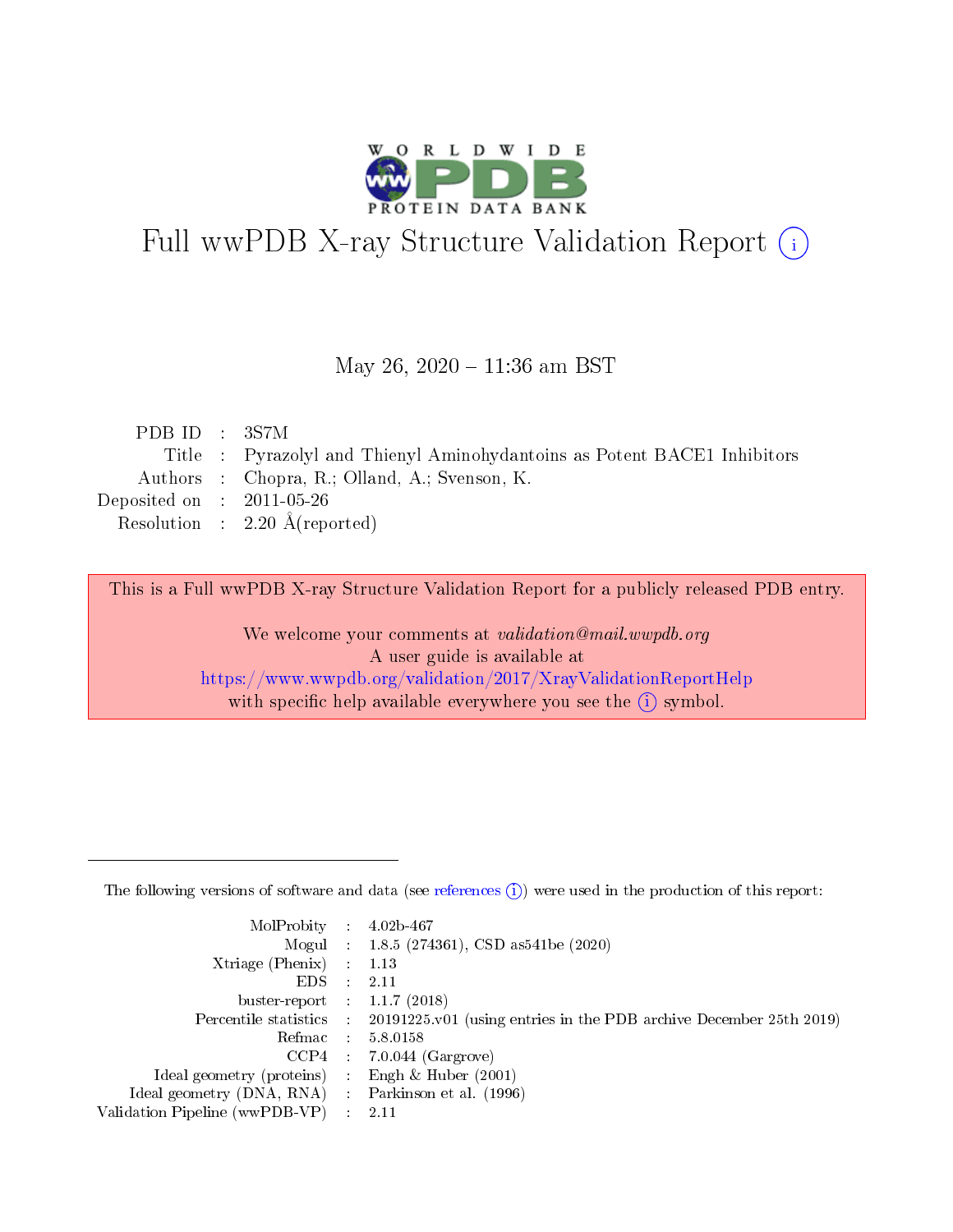# Full wwPDB X-ray Structure Validation Report (i)

May 26, 2020 – 11:36 am BST

| | | |
|---|---|---|
| PDB ID | : | 3S7M |
| Title | : | Pyrazolyl and Thienyl Aminohydantoins as Potent BACE1 Inhibitors |
| Authors | : | Chopra, R.; Olland, A.; Svenson, K. |
| Deposited on | : | 2011-05-26 |
| Resolution | : | 2.20 Å(reported) |

This is a Full wwPDB X-ray Structure Validation Report for a publicly released PDB entry.

We welcome your comments at *validation@mail.wwpdb.org*
A user guide is available at
https://www.wwpdb.org/validation/2017/XrayValidationReportHelp
with specific help available everywhere you see the (i) symbol.

---

The following versions of software and data (see references (i)) were used in the production of this report:

| | | |
|---|---|---|
| MolProbity | : | 4.02b-467 |
| Mogul | : | 1.8.5 (274361), CSD as541be (2020) |
| Xtriage (Phenix) | : | 1.13 |
| EDS | : | 2.11 |
| buster-report | : | 1.1.7 (2018) |
| Percentile statistics | : | 20191225.v01 (using entries in the PDB archive December 25th 2019) |
| Refmac | : | 5.8.0158 |
| CCP4 | : | 7.0.044 (Gargrove) |
| Ideal geometry (proteins) | : | Engh & Huber (2001) |
| Ideal geometry (DNA, RNA) | : | Parkinson et al. (1996) |
| Validation Pipeline (wwPDB-VP) | : | 2.11 |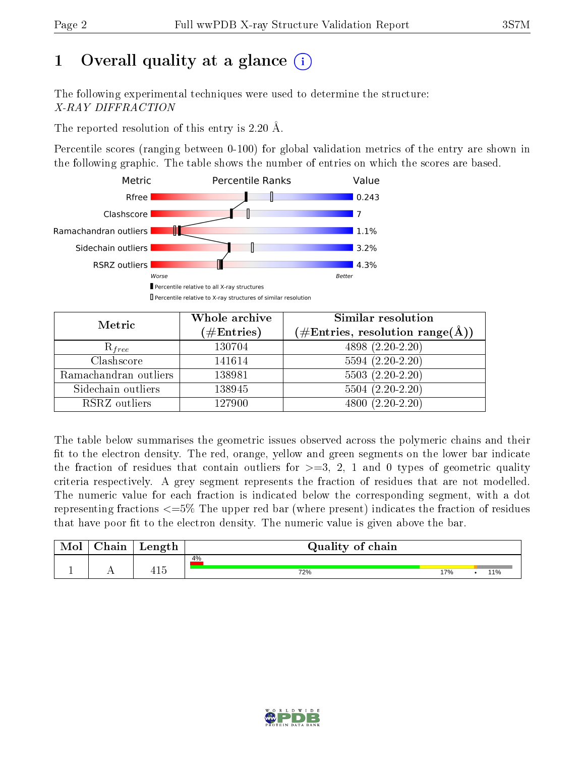# 1 Overall quality at a glance

The following experimental techniques were used to determine the structure:
*X-RAY DIFFRACTION*

The reported resolution of this entry is 2.20 Å.

Percentile scores (ranging between 0-100) for global validation metrics of the entry are shown in the following graphic. The table shows the number of entries on which the scores are based.

| Metric | Value |
|---|---|
| Rfree | 0.243 |
| Clashscore | 7 |
| Ramachandran outliers | 1.1% |
| Sidechain outliers | 3.2% |
| RSRZ outliers | 4.3% |

| Metric | Whole archive (#Entries) | Similar resolution (#Entries, resolution range(Å)) |
|---|---|---|
| $R_{free}$ | 130704 | 4898 (2.20-2.20) |
| Clashscore | 141614 | 5594 (2.20-2.20) |
| Ramachandran outliers | 138981 | 5503 (2.20-2.20) |
| Sidechain outliers | 138945 | 5504 (2.20-2.20) |
| RSRZ outliers | 127900 | 4800 (2.20-2.20) |

The table below summarises the geometric issues observed across the polymeric chains and their fit to the electron density. The red, orange, yellow and green segments on the lower bar indicate the fraction of residues that contain outliers for >=3, 2, 1 and 0 types of geometric quality criteria respectively. A grey segment represents the fraction of residues that are not modelled. The numeric value for each fraction is indicated below the corresponding segment, with a dot representing fractions <=5% The upper red bar (where present) indicates the fraction of residues that have poor fit to the electron density. The numeric value is given above the bar.

| Mol | Chain | Length | Quality of chain |
|---|---|---|---|
| 1 | A | 415 | 4% (poor fit); 72% green, 17% yellow, • orange, 11% grey |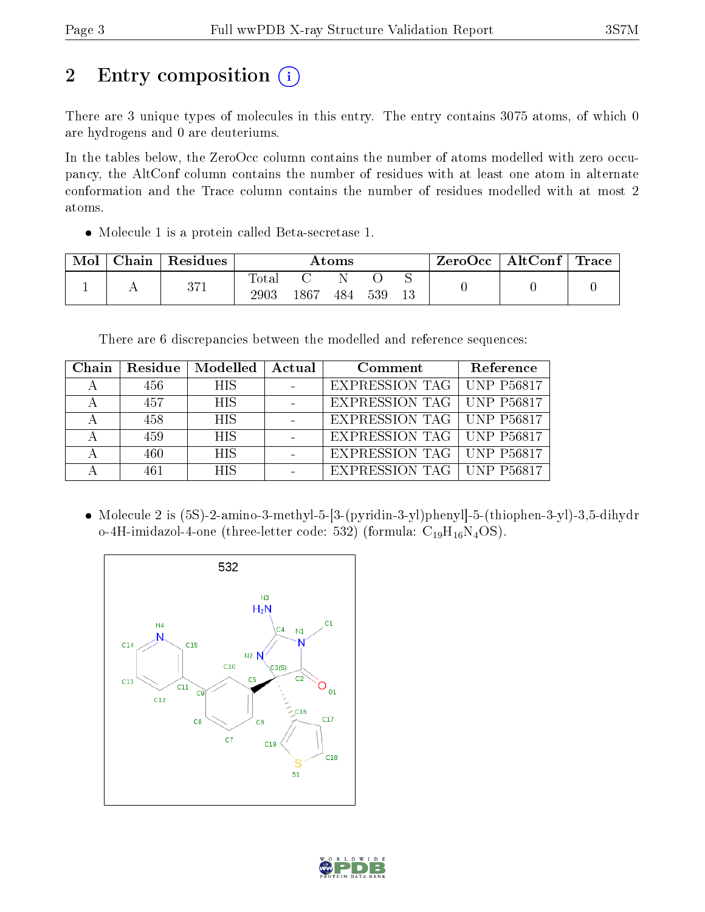## 2 Entry composition

There are 3 unique types of molecules in this entry. The entry contains 3075 atoms, of which 0 are hydrogens and 0 are deuteriums.

In the tables below, the ZeroOcc column contains the number of atoms modelled with zero occupancy, the AltConf column contains the number of residues with at least one atom in alternate conformation and the Trace column contains the number of residues modelled with at most 2 atoms.

- Molecule 1 is a protein called Beta-secretase 1.

| Mol | Chain | Residues | Atoms | | | | | ZeroOcc | AltConf | Trace |
|---|---|---|---|---|---|---|---|---|---|---|
| 1 | A | 371 | Total | C | N | O | S | 0 | 0 | 0 |
| | | | 2903 | 1867 | 484 | 539 | 13 | | | |

There are 6 discrepancies between the modelled and reference sequences:

| Chain | Residue | Modelled | Actual | Comment | Reference |
|---|---|---|---|---|---|
| A | 456 | HIS | - | EXPRESSION TAG | UNP P56817 |
| A | 457 | HIS | - | EXPRESSION TAG | UNP P56817 |
| A | 458 | HIS | - | EXPRESSION TAG | UNP P56817 |
| A | 459 | HIS | - | EXPRESSION TAG | UNP P56817 |
| A | 460 | HIS | - | EXPRESSION TAG | UNP P56817 |
| A | 461 | HIS | - | EXPRESSION TAG | UNP P56817 |

- Molecule 2 is (5S)-2-amino-3-methyl-5-[3-(pyridin-3-yl)phenyl]-5-(thiophen-3-yl)-3,5-dihydro-4H-imidazol-4-one (three-letter code: 532) (formula: $C_{19}H_{16}N_4OS$).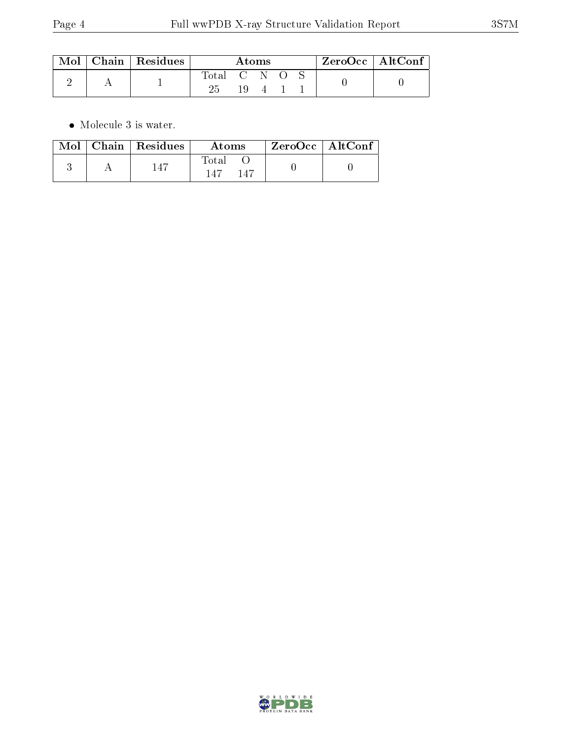| Mol | Chain | Residues | Atoms | | | | | ZeroOcc | AltConf |
|---|---|---|---|---|---|---|---|---|---|
| 2 | A | 1 | Total | C | N | O | S | 0 | 0 |
| | | | 25 | 19 | 4 | 1 | 1 | | |

- Molecule 3 is water.

| Mol | Chain | Residues | Atoms | | ZeroOcc | AltConf |
|---|---|---|---|---|---|---|
| 3 | A | 147 | Total | O | 0 | 0 |
| | | | 147 | 147 | | |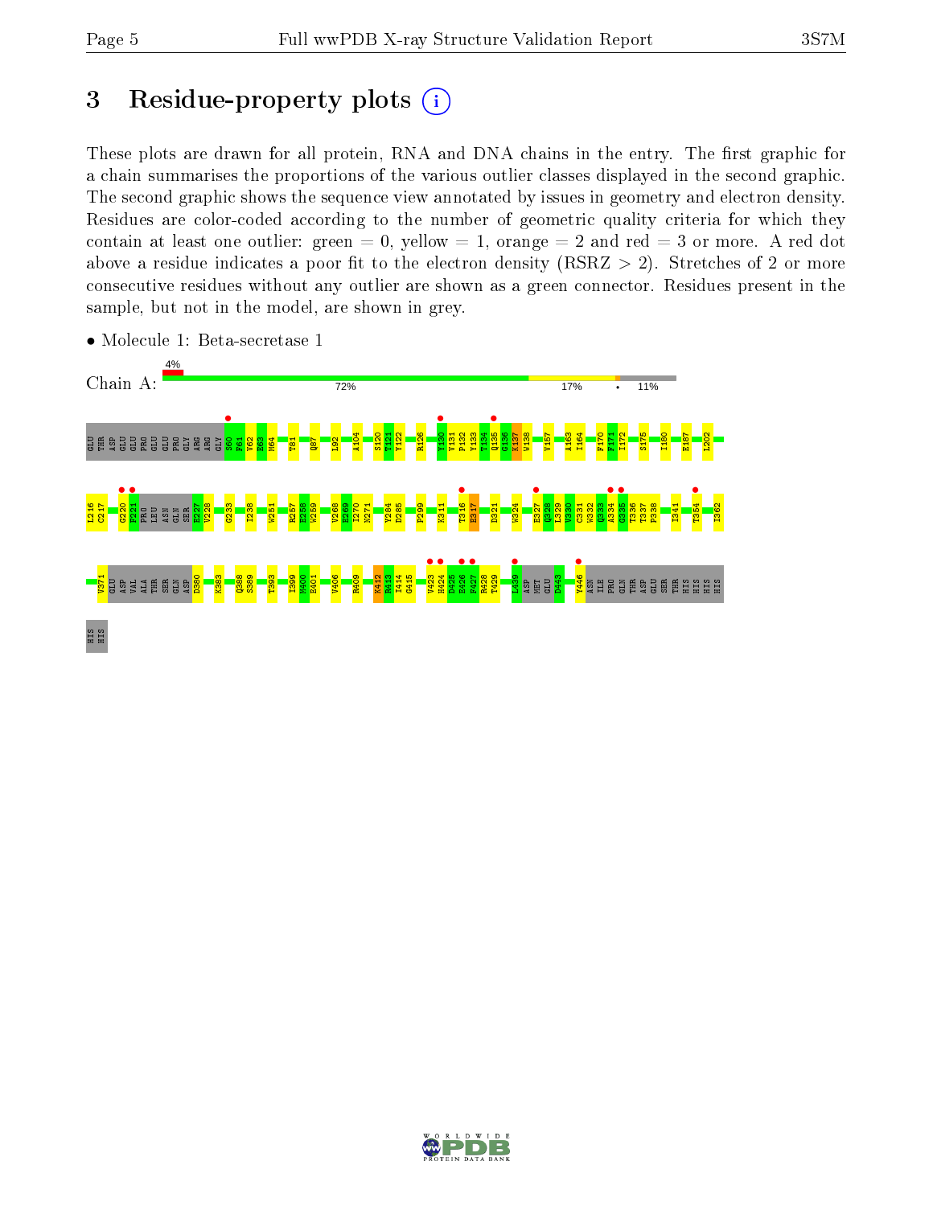# 3 Residue-property plots

These plots are drawn for all protein, RNA and DNA chains in the entry. The first graphic for a chain summarises the proportions of the various outlier classes displayed in the second graphic. The second graphic shows the sequence view annotated by issues in geometry and electron density. Residues are color-coded according to the number of geometric quality criteria for which they contain at least one outlier: green = 0, yellow = 1, orange = 2 and red = 3 or more. A red dot above a residue indicates a poor fit to the electron density (RSRZ > 2). Stretches of 2 or more consecutive residues without any outlier are shown as a green connector. Residues present in the sample, but not in the model, are shown in grey.

- Molecule 1: Beta-secretase 1

Chain A: 4% | 72% | 17% | • | 11%

GLU THR ASP GLU GLU PRO GLU GLU PRO GLY ARG ARG GLY S60 F61 V62 E63 M64 T81 Q87 L92 A104 S120 T121 Y122 R126 Y130 V131 P132 Y133 T134 Q135 G136 K137 W138 V157 A163 I164 F170 F171 I172 S175 I180 E187 L202 L216 C217 G220 F221 PRO LEU ASN GLN SER E227 V228 G233 I238 W251 R257 E258 W259 V268 E269 I270 N271 Y284 D285 P299 K311 T316 E317 D321 W324 E327 Q328 L329 V330 C331 W332 Q333 A334 G335 T336 T337 P338 I341 T354 I362 V371 GLU ASP VAL ALA THR SER GLN ASP D380 K383 Q388 S389 T393 I399 M400 E401 V406 R409 K412 R413 I414 G415 V423 H424 D425 E426 F427 R428 T429 I439 ASP MET GLU D443 Y446 ASN ILE PRO GLN THR ASP GLU SER THR HIS HIS HIS HIS HIS HIS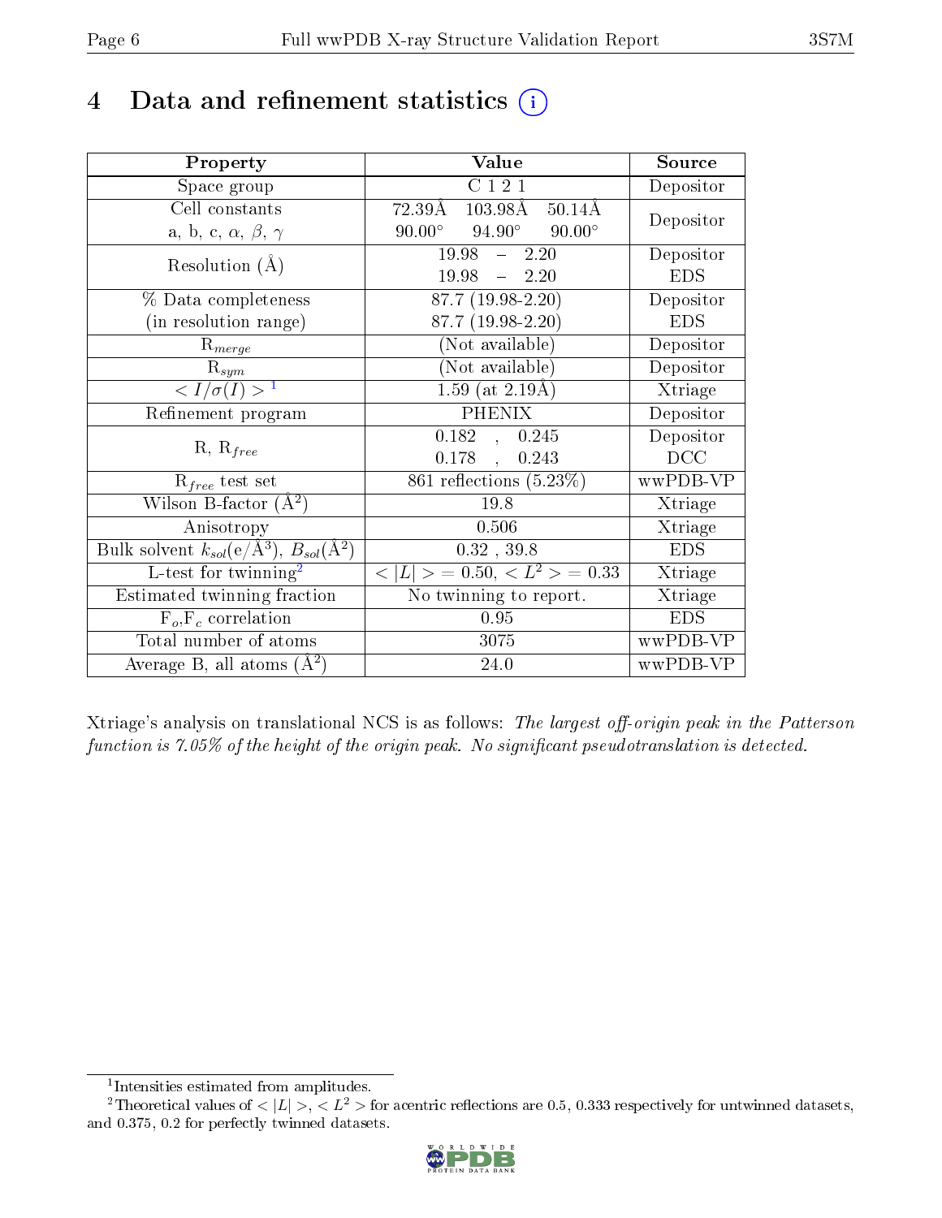# 4 Data and refinement statistics (i)

| Property | Value | Source |
|---|---|---|
| Space group | C 1 2 1 | Depositor |
| Cell constants<br>a, b, c, $\alpha$, $\beta$, $\gamma$ | 72.39Å 103.98Å 50.14Å<br>90.00° 94.90° 90.00° | Depositor |
| Resolution (Å) | 19.98 – 2.20<br>19.98 – 2.20 | Depositor<br>EDS |
| % Data completeness<br>(in resolution range) | 87.7 (19.98-2.20)<br>87.7 (19.98-2.20) | Depositor<br>EDS |
| $R_{merge}$ | (Not available) | Depositor |
| $R_{sym}$ | (Not available) | Depositor |
| $< I/\sigma(I) >$ [1] | 1.59 (at 2.19Å) | Xtriage |
| Refinement program | PHENIX | Depositor |
| R, $R_{free}$ | 0.182 , 0.245<br>0.178 , 0.243 | Depositor<br>DCC |
| $R_{free}$ test set | 861 reflections (5.23%) | wwPDB-VP |
| Wilson B-factor (Å$^2$) | 19.8 | Xtriage |
| Anisotropy | 0.506 | Xtriage |
| Bulk solvent $k_{sol}$(e/Å$^3$), $B_{sol}$(Å$^2$) | 0.32 , 39.8 | EDS |
| L-test for twinning[2] | $< \|L\| > = 0.50$, $< L^2 > = 0.33$ | Xtriage |
| Estimated twinning fraction | No twinning to report. | Xtriage |
| $F_o$,$F_c$ correlation | 0.95 | EDS |
| Total number of atoms | 3075 | wwPDB-VP |
| Average B, all atoms (Å$^2$) | 24.0 | wwPDB-VP |

Xtriage's analysis on translational NCS is as follows: *The largest off-origin peak in the Patterson function is 7.05% of the height of the origin peak. No significant pseudotranslation is detected.*

[1] Intensities estimated from amplitudes.

[2] Theoretical values of $< |L| >$, $< L^2 >$ for acentric reflections are 0.5, 0.333 respectively for untwinned datasets, and 0.375, 0.2 for perfectly twinned datasets.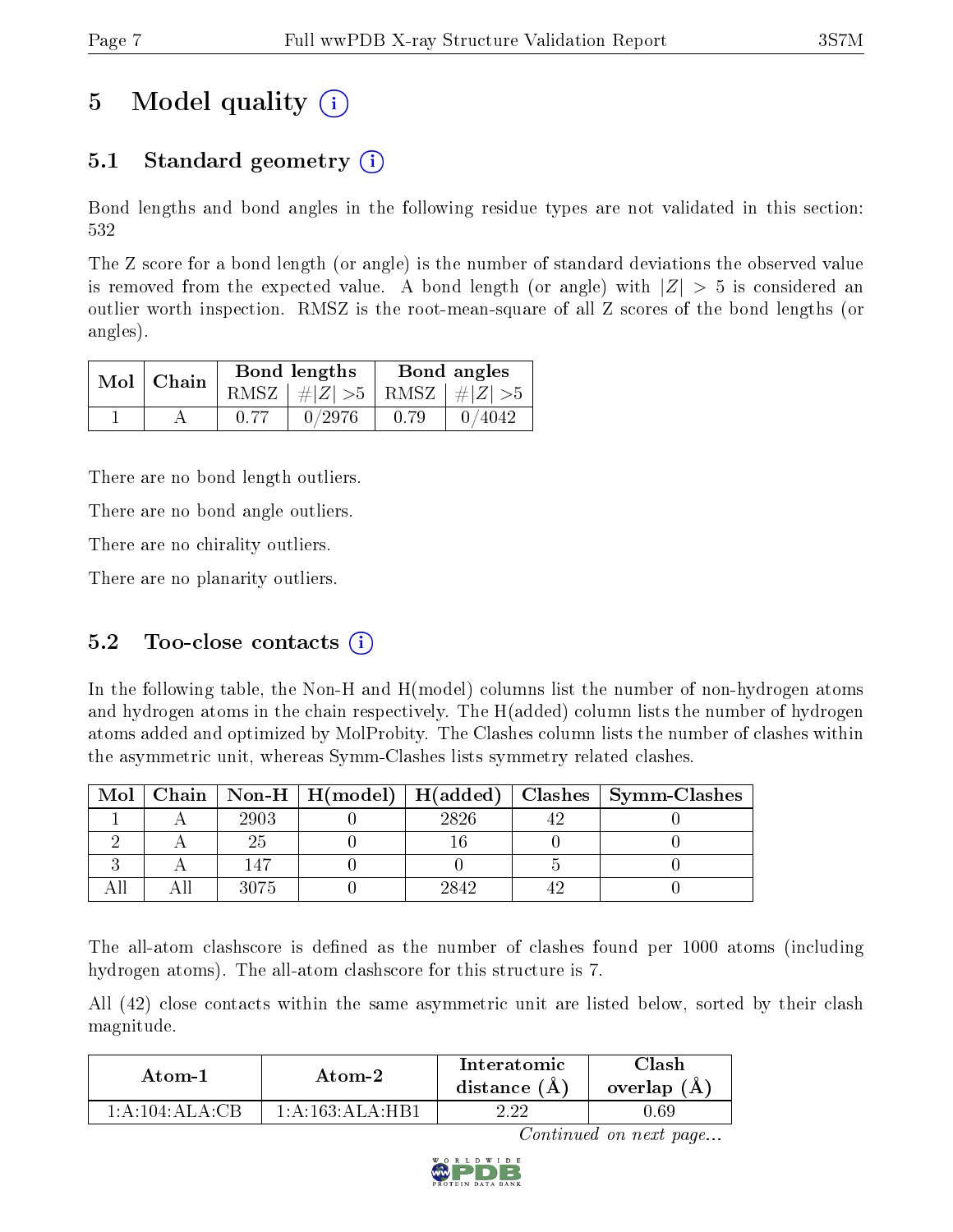# 5 Model quality

## 5.1 Standard geometry

Bond lengths and bond angles in the following residue types are not validated in this section: 532

The Z score for a bond length (or angle) is the number of standard deviations the observed value is removed from the expected value. A bond length (or angle) with $|Z| > 5$ is considered an outlier worth inspection. RMSZ is the root-mean-square of all Z scores of the bond lengths (or angles).

| Mol | Chain | Bond lengths | | Bond angles | |
|---|---|---|---|---|---|
| | | RMSZ | #\|Z\| >5 | RMSZ | #\|Z\| >5 |
| 1 | A | 0.77 | 0/2976 | 0.79 | 0/4042 |

There are no bond length outliers.

There are no bond angle outliers.

There are no chirality outliers.

There are no planarity outliers.

## 5.2 Too-close contacts

In the following table, the Non-H and H(model) columns list the number of non-hydrogen atoms and hydrogen atoms in the chain respectively. The H(added) column lists the number of hydrogen atoms added and optimized by MolProbity. The Clashes column lists the number of clashes within the asymmetric unit, whereas Symm-Clashes lists symmetry related clashes.

| Mol | Chain | Non-H | H(model) | H(added) | Clashes | Symm-Clashes |
|---|---|---|---|---|---|---|
| 1 | A | 2903 | 0 | 2826 | 42 | 0 |
| 2 | A | 25 | 0 | 16 | 0 | 0 |
| 3 | A | 147 | 0 | 0 | 5 | 0 |
| All | All | 3075 | 0 | 2842 | 42 | 0 |

The all-atom clashscore is defined as the number of clashes found per 1000 atoms (including hydrogen atoms). The all-atom clashscore for this structure is 7.

All (42) close contacts within the same asymmetric unit are listed below, sorted by their clash magnitude.

| Atom-1 | Atom-2 | Interatomic distance (Å) | Clash overlap (Å) |
|---|---|---|---|
| 1:A:104:ALA:CB | 1:A:163:ALA:HB1 | 2.22 | 0.69 |

*Continued on next page...*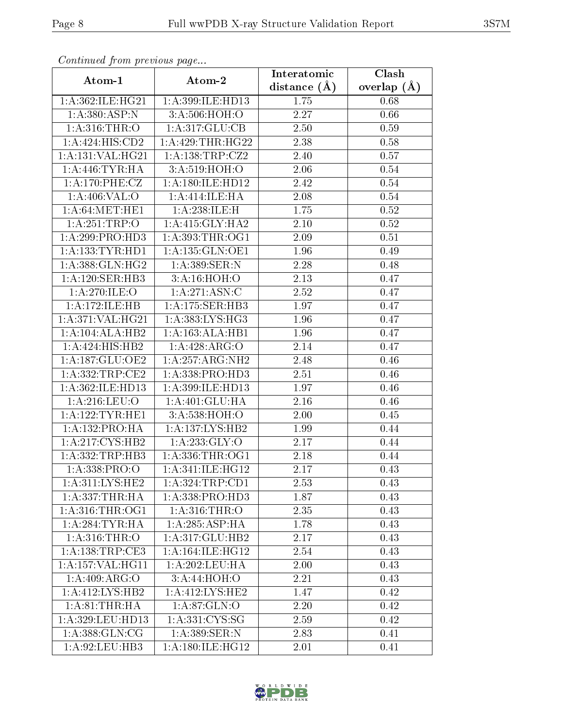*Continued from previous page...*

| Atom-1 | Atom-2 | Interatomic distance (Å) | Clash overlap (Å) |
|---|---|---|---|
| 1:A:362:ILE:HG21 | 1:A:399:ILE:HD13 | 1.75 | 0.68 |
| 1:A:380:ASP:N | 3:A:506:HOH:O | 2.27 | 0.66 |
| 1:A:316:THR:O | 1:A:317:GLU:CB | 2.50 | 0.59 |
| 1:A:424:HIS:CD2 | 1:A:429:THR:HG22 | 2.38 | 0.58 |
| 1:A:131:VAL:HG21 | 1:A:138:TRP:CZ2 | 2.40 | 0.57 |
| 1:A:446:TYR:HA | 3:A:519:HOH:O | 2.06 | 0.54 |
| 1:A:170:PHE:CZ | 1:A:180:ILE:HD12 | 2.42 | 0.54 |
| 1:A:406:VAL:O | 1:A:414:ILE:HA | 2.08 | 0.54 |
| 1:A:64:MET:HE1 | 1:A:238:ILE:H | 1.75 | 0.52 |
| 1:A:251:TRP:O | 1:A:415:GLY:HA2 | 2.10 | 0.52 |
| 1:A:299:PRO:HD3 | 1:A:393:THR:OG1 | 2.09 | 0.51 |
| 1:A:133:TYR:HD1 | 1:A:135:GLN:OE1 | 1.96 | 0.49 |
| 1:A:388:GLN:HG2 | 1:A:389:SER:N | 2.28 | 0.48 |
| 1:A:120:SER:HB3 | 3:A:16:HOH:O | 2.13 | 0.47 |
| 1:A:270:ILE:O | 1:A:271:ASN:C | 2.52 | 0.47 |
| 1:A:172:ILE:HB | 1:A:175:SER:HB3 | 1.97 | 0.47 |
| 1:A:371:VAL:HG21 | 1:A:383:LYS:HG3 | 1.96 | 0.47 |
| 1:A:104:ALA:HB2 | 1:A:163:ALA:HB1 | 1.96 | 0.47 |
| 1:A:424:HIS:HB2 | 1:A:428:ARG:O | 2.14 | 0.47 |
| 1:A:187:GLU:OE2 | 1:A:257:ARG:NH2 | 2.48 | 0.46 |
| 1:A:332:TRP:CE2 | 1:A:338:PRO:HD3 | 2.51 | 0.46 |
| 1:A:362:ILE:HD13 | 1:A:399:ILE:HD13 | 1.97 | 0.46 |
| 1:A:216:LEU:O | 1:A:401:GLU:HA | 2.16 | 0.46 |
| 1:A:122:TYR:HE1 | 3:A:538:HOH:O | 2.00 | 0.45 |
| 1:A:132:PRO:HA | 1:A:137:LYS:HB2 | 1.99 | 0.44 |
| 1:A:217:CYS:HB2 | 1:A:233:GLY:O | 2.17 | 0.44 |
| 1:A:332:TRP:HB3 | 1:A:336:THR:OG1 | 2.18 | 0.44 |
| 1:A:338:PRO:O | 1:A:341:ILE:HG12 | 2.17 | 0.43 |
| 1:A:311:LYS:HE2 | 1:A:324:TRP:CD1 | 2.53 | 0.43 |
| 1:A:337:THR:HA | 1:A:338:PRO:HD3 | 1.87 | 0.43 |
| 1:A:316:THR:OG1 | 1:A:316:THR:O | 2.35 | 0.43 |
| 1:A:284:TYR:HA | 1:A:285:ASP:HA | 1.78 | 0.43 |
| 1:A:316:THR:O | 1:A:317:GLU:HB2 | 2.17 | 0.43 |
| 1:A:138:TRP:CE3 | 1:A:164:ILE:HG12 | 2.54 | 0.43 |
| 1:A:157:VAL:HG11 | 1:A:202:LEU:HA | 2.00 | 0.43 |
| 1:A:409:ARG:O | 3:A:44:HOH:O | 2.21 | 0.43 |
| 1:A:412:LYS:HB2 | 1:A:412:LYS:HE2 | 1.47 | 0.42 |
| 1:A:81:THR:HA | 1:A:87:GLN:O | 2.20 | 0.42 |
| 1:A:329:LEU:HD13 | 1:A:331:CYS:SG | 2.59 | 0.42 |
| 1:A:388:GLN:CG | 1:A:389:SER:N | 2.83 | 0.41 |
| 1:A:92:LEU:HB3 | 1:A:180:ILE:HG12 | 2.01 | 0.41 |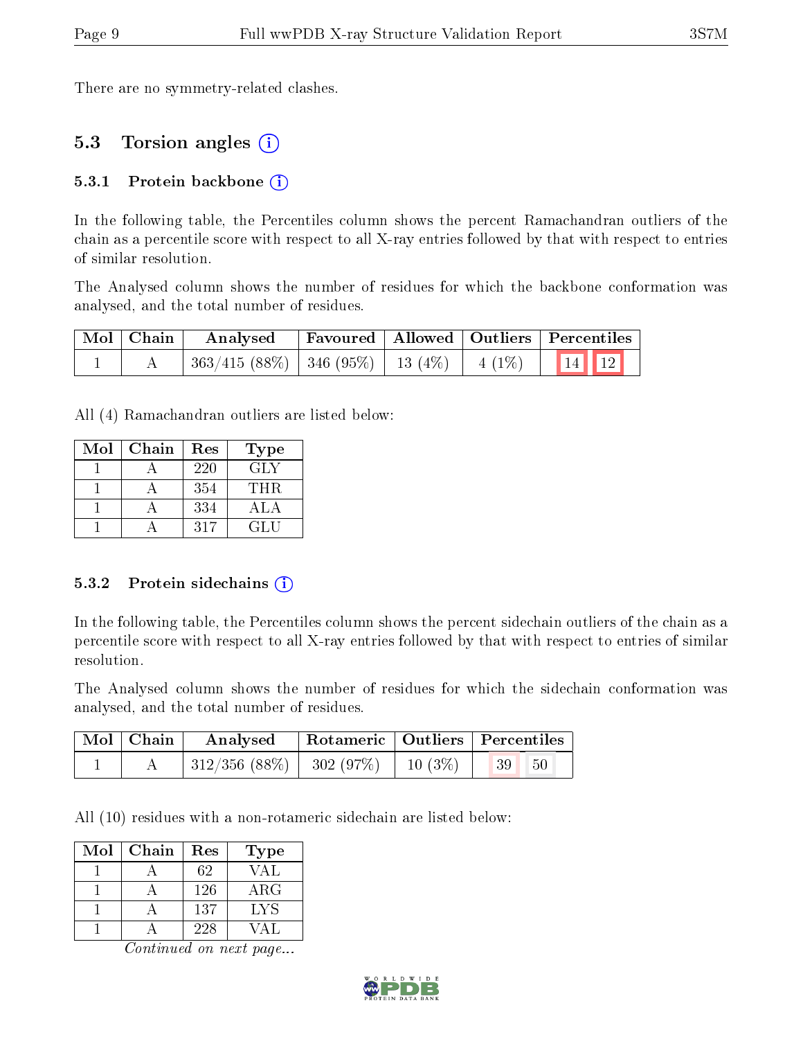There are no symmetry-related clashes.

## 5.3 Torsion angles (i)

### 5.3.1 Protein backbone (i)

In the following table, the Percentiles column shows the percent Ramachandran outliers of the chain as a percentile score with respect to all X-ray entries followed by that with respect to entries of similar resolution.

The Analysed column shows the number of residues for which the backbone conformation was analysed, and the total number of residues.

| Mol | Chain | Analysed | Favoured | Allowed | Outliers | Percentiles | |
|---|---|---|---|---|---|---|---|
| 1 | A | 363/415 (88%) | 346 (95%) | 13 (4%) | 4 (1%) | 14 | 12 |

All (4) Ramachandran outliers are listed below:

| Mol | Chain | Res | Type |
|---|---|---|---|
| 1 | A | 220 | GLY |
| 1 | A | 354 | THR |
| 1 | A | 334 | ALA |
| 1 | A | 317 | GLU |

### 5.3.2 Protein sidechains (i)

In the following table, the Percentiles column shows the percent sidechain outliers of the chain as a percentile score with respect to all X-ray entries followed by that with respect to entries of similar resolution.

The Analysed column shows the number of residues for which the sidechain conformation was analysed, and the total number of residues.

| Mol | Chain | Analysed | Rotameric | Outliers | Percentiles | |
|---|---|---|---|---|---|---|
| 1 | A | 312/356 (88%) | 302 (97%) | 10 (3%) | 39 | 50 |

All (10) residues with a non-rotameric sidechain are listed below:

| Mol | Chain | Res | Type |
|---|---|---|---|
| 1 | A | 62 | VAL |
| 1 | A | 126 | ARG |
| 1 | A | 137 | LYS |
| 1 | A | 228 | VAL |

*Continued on next page...*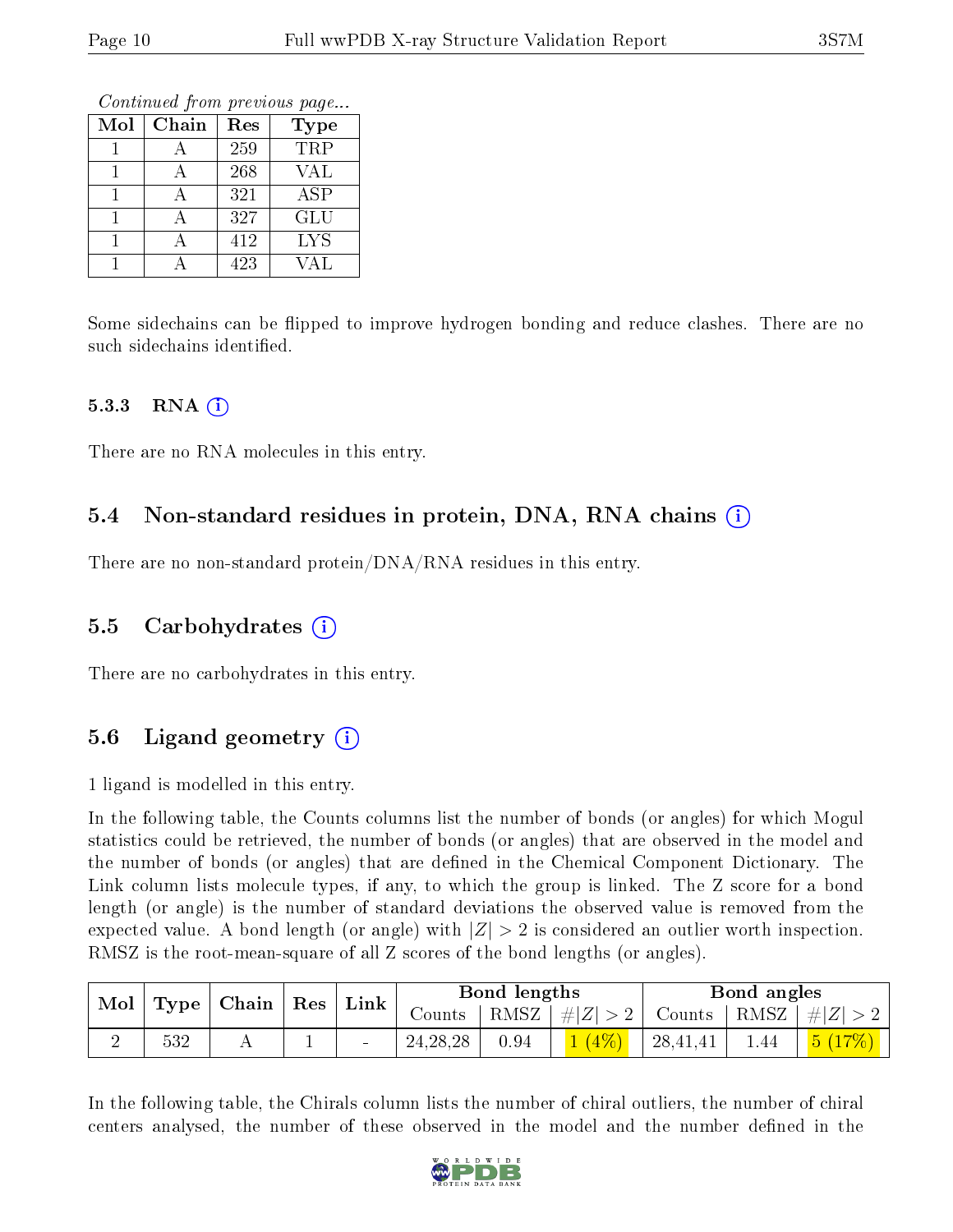*Continued from previous page...*

| Mol | Chain | Res | Type |
|---|---|---|---|
| 1 | A | 259 | TRP |
| 1 | A | 268 | VAL |
| 1 | A | 321 | ASP |
| 1 | A | 327 | GLU |
| 1 | A | 412 | LYS |
| 1 | A | 423 | VAL |

Some sidechains can be flipped to improve hydrogen bonding and reduce clashes. There are no such sidechains identified.

#### 5.3.3 RNA

There are no RNA molecules in this entry.

### 5.4 Non-standard residues in protein, DNA, RNA chains

There are no non-standard protein/DNA/RNA residues in this entry.

### 5.5 Carbohydrates

There are no carbohydrates in this entry.

### 5.6 Ligand geometry

1 ligand is modelled in this entry.

In the following table, the Counts columns list the number of bonds (or angles) for which Mogul statistics could be retrieved, the number of bonds (or angles) that are observed in the model and the number of bonds (or angles) that are defined in the Chemical Component Dictionary. The Link column lists molecule types, if any, to which the group is linked. The Z score for a bond length (or angle) is the number of standard deviations the observed value is removed from the expected value. A bond length (or angle) with $|Z| > 2$ is considered an outlier worth inspection. RMSZ is the root-mean-square of all Z scores of the bond lengths (or angles).

| Mol | Type | Chain | Res | Link | Bond lengths | | | Bond angles | | |
|---|---|---|---|---|---|---|---|---|---|---|
| | | | | | Counts | RMSZ | $\#\|Z\| > 2$ | Counts | RMSZ | $\#\|Z\| > 2$ |
| 2 | 532 | A | 1 | - | 24,28,28 | 0.94 | 1 (4%) | 28,41,41 | 1.44 | 5 (17%) |

In the following table, the Chirals column lists the number of chiral outliers, the number of chiral centers analysed, the number of these observed in the model and the number defined in the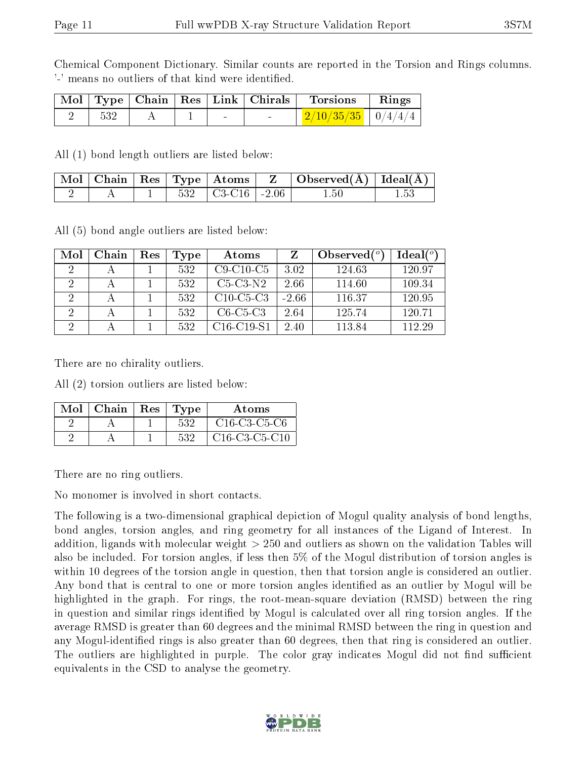Chemical Component Dictionary. Similar counts are reported in the Torsion and Rings columns. '-' means no outliers of that kind were identified.

| Mol | Type | Chain | Res | Link | Chirals | Torsions | Rings |
|---|---|---|---|---|---|---|---|
| 2 | 532 | A | 1 | - | - | 2/10/35/35 | 0/4/4/4 |

All (1) bond length outliers are listed below:

| Mol | Chain | Res | Type | Atoms | Z | Observed(Å) | Ideal(Å) |
|---|---|---|---|---|---|---|---|
| 2 | A | 1 | 532 | C3-C16 | -2.06 | 1.50 | 1.53 |

All (5) bond angle outliers are listed below:

| Mol | Chain | Res | Type | Atoms | Z | Observed(°) | Ideal(°) |
|---|---|---|---|---|---|---|---|
| 2 | A | 1 | 532 | C9-C10-C5 | 3.02 | 124.63 | 120.97 |
| 2 | A | 1 | 532 | C5-C3-N2 | 2.66 | 114.60 | 109.34 |
| 2 | A | 1 | 532 | C10-C5-C3 | -2.66 | 116.37 | 120.95 |
| 2 | A | 1 | 532 | C6-C5-C3 | 2.64 | 125.74 | 120.71 |
| 2 | A | 1 | 532 | C16-C19-S1 | 2.40 | 113.84 | 112.29 |

There are no chirality outliers.

All (2) torsion outliers are listed below:

| Mol | Chain | Res | Type | Atoms |
|---|---|---|---|---|
| 2 | A | 1 | 532 | C16-C3-C5-C6 |
| 2 | A | 1 | 532 | C16-C3-C5-C10 |

There are no ring outliers.

No monomer is involved in short contacts.

The following is a two-dimensional graphical depiction of Mogul quality analysis of bond lengths, bond angles, torsion angles, and ring geometry for all instances of the Ligand of Interest. In addition, ligands with molecular weight > 250 and outliers as shown on the validation Tables will also be included. For torsion angles, if less then 5% of the Mogul distribution of torsion angles is within 10 degrees of the torsion angle in question, then that torsion angle is considered an outlier. Any bond that is central to one or more torsion angles identified as an outlier by Mogul will be highlighted in the graph. For rings, the root-mean-square deviation (RMSD) between the ring in question and similar rings identified by Mogul is calculated over all ring torsion angles. If the average RMSD is greater than 60 degrees and the minimal RMSD between the ring in question and any Mogul-identified rings is also greater than 60 degrees, then that ring is considered an outlier. The outliers are highlighted in purple. The color gray indicates Mogul did not find sufficient equivalents in the CSD to analyse the geometry.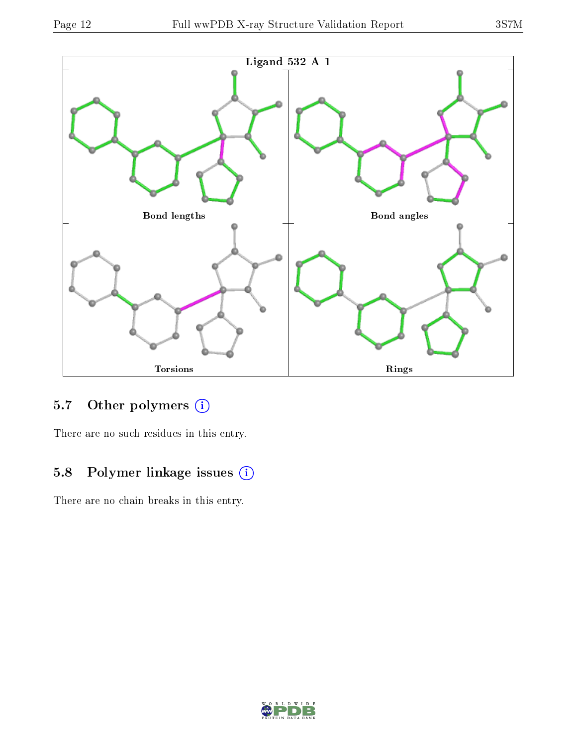Ligand 532 A 1

Bond lengths

Bond angles

Torsions

Rings

## 5.7 Other polymers

There are no such residues in this entry.

## 5.8 Polymer linkage issues

There are no chain breaks in this entry.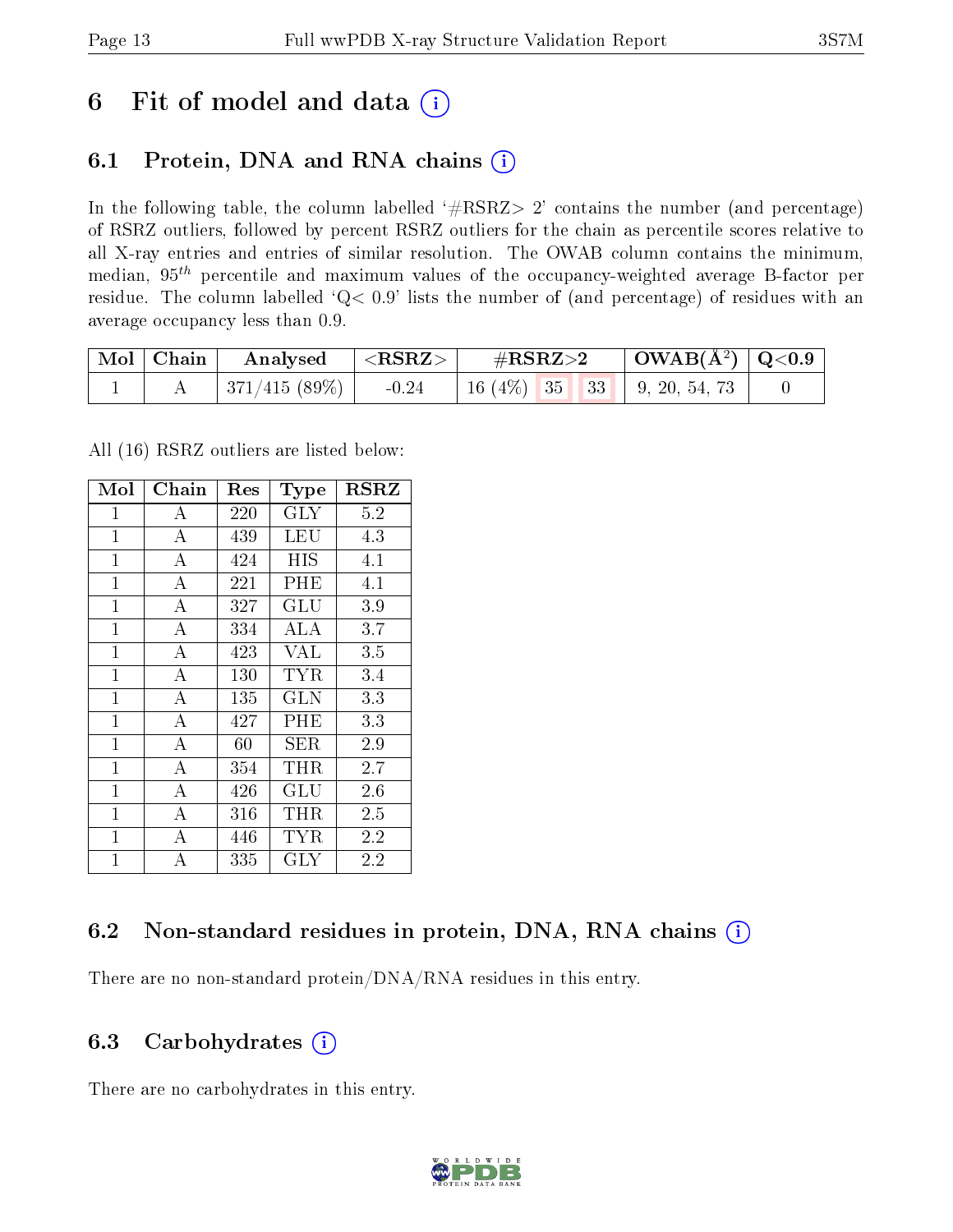# 6 Fit of model and data (i)

## 6.1 Protein, DNA and RNA chains (i)

In the following table, the column labelled '#RSRZ> 2' contains the number (and percentage) of RSRZ outliers, followed by percent RSRZ outliers for the chain as percentile scores relative to all X-ray entries and entries of similar resolution. The OWAB column contains the minimum, median, $95^{th}$ percentile and maximum values of the occupancy-weighted average B-factor per residue. The column labelled 'Q< 0.9' lists the number of (and percentage) of residues with an average occupancy less than 0.9.

| Mol | Chain | Analysed | <RSRZ> | #RSRZ>2 | | | OWAB(Å$^2$) | Q<0.9 |
|---|---|---|---|---|---|---|---|---|
| 1 | A | 371/415 (89%) | -0.24 | 16 (4%) | 35 | 33 | 9, 20, 54, 73 | 0 |

All (16) RSRZ outliers are listed below:

| Mol | Chain | Res | Type | RSRZ |
|---|---|---|---|---|
| 1 | A | 220 | GLY | 5.2 |
| 1 | A | 439 | LEU | 4.3 |
| 1 | A | 424 | HIS | 4.1 |
| 1 | A | 221 | PHE | 4.1 |
| 1 | A | 327 | GLU | 3.9 |
| 1 | A | 334 | ALA | 3.7 |
| 1 | A | 423 | VAL | 3.5 |
| 1 | A | 130 | TYR | 3.4 |
| 1 | A | 135 | GLN | 3.3 |
| 1 | A | 427 | PHE | 3.3 |
| 1 | A | 60 | SER | 2.9 |
| 1 | A | 354 | THR | 2.7 |
| 1 | A | 426 | GLU | 2.6 |
| 1 | A | 316 | THR | 2.5 |
| 1 | A | 446 | TYR | 2.2 |
| 1 | A | 335 | GLY | 2.2 |

## 6.2 Non-standard residues in protein, DNA, RNA chains (i)

There are no non-standard protein/DNA/RNA residues in this entry.

## 6.3 Carbohydrates (i)

There are no carbohydrates in this entry.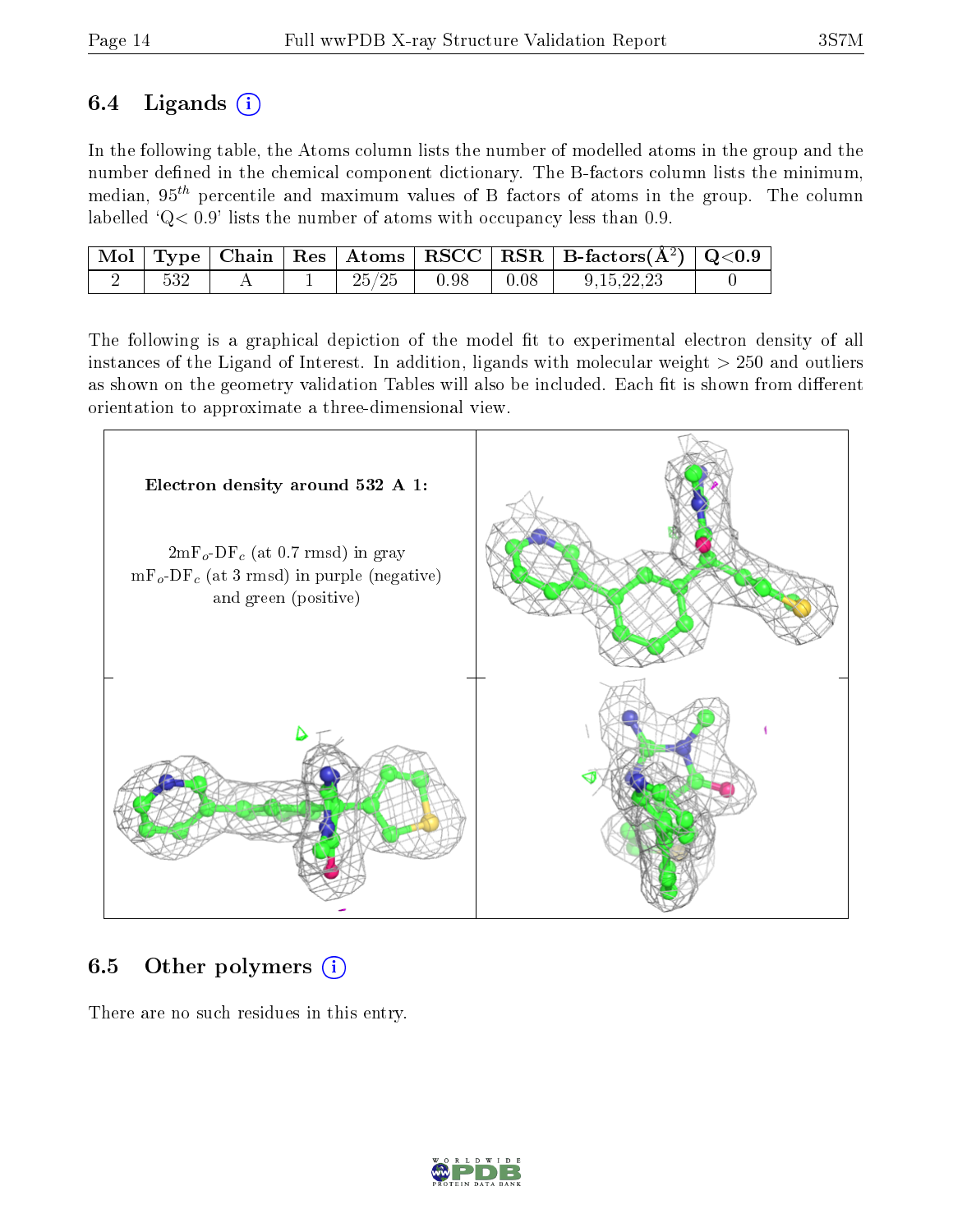## 6.4 Ligands (i)

In the following table, the Atoms column lists the number of modelled atoms in the group and the number defined in the chemical component dictionary. The B-factors column lists the minimum, median, $95^{th}$ percentile and maximum values of B factors of atoms in the group. The column labelled 'Q< 0.9' lists the number of atoms with occupancy less than 0.9.

| Mol | Type | Chain | Res | Atoms | RSCC | RSR | B-factors($Å^2$) | Q<0.9 |
|---|---|---|---|---|---|---|---|---|
| 2 | 532 | A | 1 | 25/25 | 0.98 | 0.08 | 9,15,22,23 | 0 |

The following is a graphical depiction of the model fit to experimental electron density of all instances of the Ligand of Interest. In addition, ligands with molecular weight > 250 and outliers as shown on the geometry validation Tables will also be included. Each fit is shown from different orientation to approximate a three-dimensional view.

**Electron density around 532 A 1:**

$2mF_o$-$DF_c$ (at 0.7 rmsd) in gray
$mF_o$-$DF_c$ (at 3 rmsd) in purple (negative) and green (positive)

## 6.5 Other polymers (i)

There are no such residues in this entry.